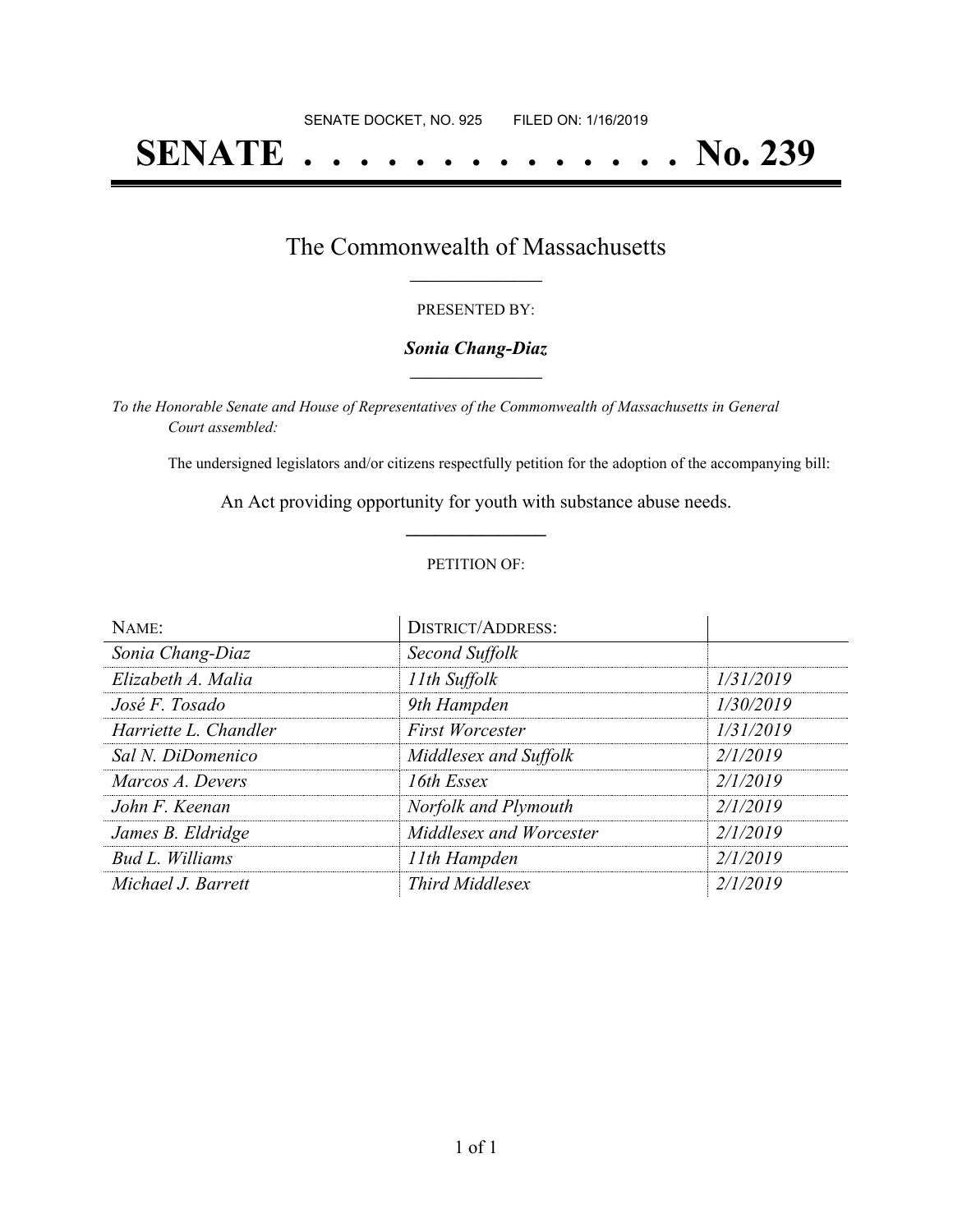SENATE DOCKET, NO. 925        FILED ON: 1/16/2019

# SENATE . . . . . . . . . . . . . . No. 239

## The Commonwealth of Massachusetts

PRESENTED BY:

***Sonia Chang-Diaz***

*To the Honorable Senate and House of Representatives of the Commonwealth of Massachusetts in General Court assembled:*

The undersigned legislators and/or citizens respectfully petition for the adoption of the accompanying bill:

An Act providing opportunity for youth with substance abuse needs.

PETITION OF:

| NAME: | DISTRICT/ADDRESS: | |
|---|---|---|
| *Sonia Chang-Diaz* | *Second Suffolk* | |
| *Elizabeth A. Malia* | *11th Suffolk* | *1/31/2019* |
| *José F. Tosado* | *9th Hampden* | *1/30/2019* |
| *Harriette L. Chandler* | *First Worcester* | *1/31/2019* |
| *Sal N. DiDomenico* | *Middlesex and Suffolk* | *2/1/2019* |
| *Marcos A. Devers* | *16th Essex* | *2/1/2019* |
| *John F. Keenan* | *Norfolk and Plymouth* | *2/1/2019* |
| *James B. Eldridge* | *Middlesex and Worcester* | *2/1/2019* |
| *Bud L. Williams* | *11th Hampden* | *2/1/2019* |
| *Michael J. Barrett* | *Third Middlesex* | *2/1/2019* |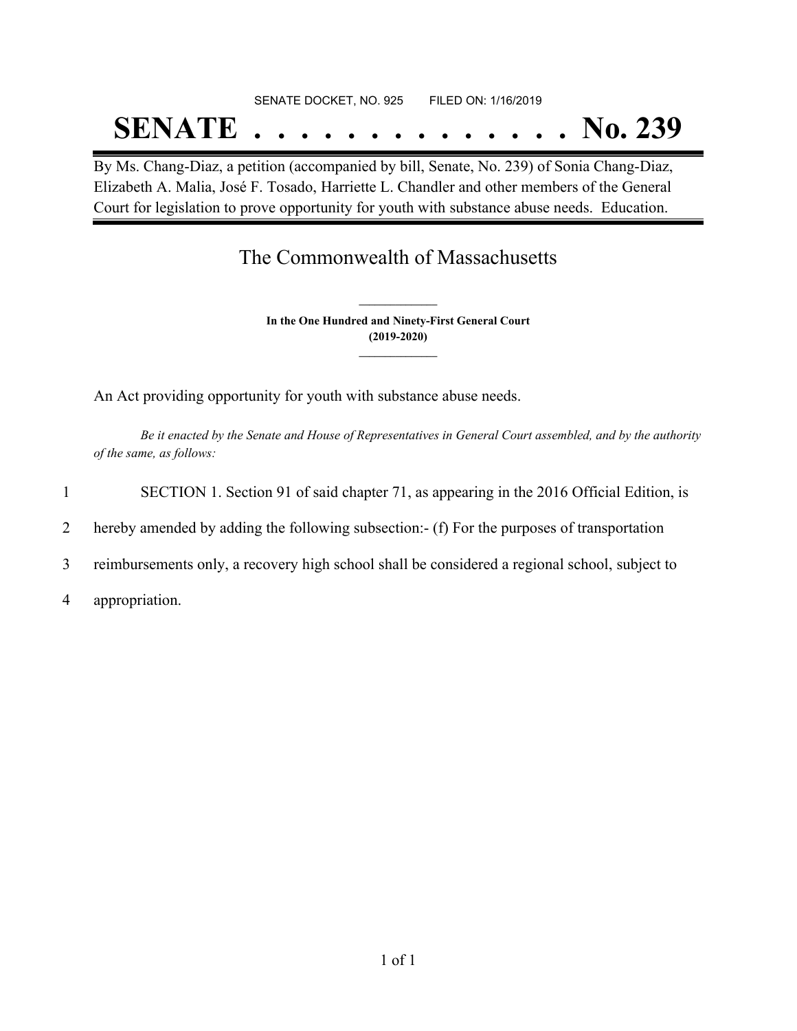SENATE DOCKET, NO. 925        FILED ON: 1/16/2019

# SENATE . . . . . . . . . . . . . . No. 239

By Ms. Chang-Diaz, a petition (accompanied by bill, Senate, No. 239) of Sonia Chang-Diaz, Elizabeth A. Malia, José F. Tosado, Harriette L. Chandler and other members of the General Court for legislation to prove opportunity for youth with substance abuse needs. Education.

## The Commonwealth of Massachusetts

**In the One Hundred and Ninety-First General Court**
**(2019-2020)**

An Act providing opportunity for youth with substance abuse needs.

*Be it enacted by the Senate and House of Representatives in General Court assembled, and by the authority of the same, as follows:*

1 SECTION 1. Section 91 of said chapter 71, as appearing in the 2016 Official Edition, is
2 hereby amended by adding the following subsection:- (f) For the purposes of transportation
3 reimbursements only, a recovery high school shall be considered a regional school, subject to
4 appropriation.